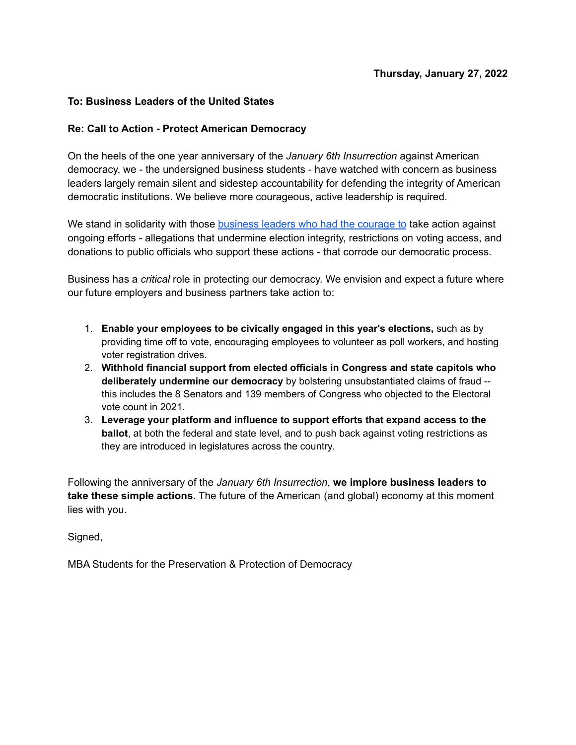**Thursday, January 27, 2022**

**To: Business Leaders of the United States**

**Re: Call to Action - Protect American Democracy**

On the heels of the one year anniversary of the *January 6th Insurrection* against American democracy, we - the undersigned business students - have watched with concern as business leaders largely remain silent and sidestep accountability for defending the integrity of American democratic institutions. We believe more courageous, active leadership is required.

We stand in solidarity with those business leaders who had the courage to take action against ongoing efforts - allegations that undermine election integrity, restrictions on voting access, and donations to public officials who support these actions - that corrode our democratic process.

Business has a *critical* role in protecting our democracy. We envision and expect a future where our future employers and business partners take action to:

1. **Enable your employees to be civically engaged in this year's elections,** such as by providing time off to vote, encouraging employees to volunteer as poll workers, and hosting voter registration drives.
2. **Withhold financial support from elected officials in Congress and state capitols who deliberately undermine our democracy** by bolstering unsubstantiated claims of fraud -- this includes the 8 Senators and 139 members of Congress who objected to the Electoral vote count in 2021.
3. **Leverage your platform and influence to support efforts that expand access to the ballot**, at both the federal and state level, and to push back against voting restrictions as they are introduced in legislatures across the country.

Following the anniversary of the *January 6th Insurrection*, **we implore business leaders to take these simple actions**. The future of the American (and global) economy at this moment lies with you.

Signed,

MBA Students for the Preservation & Protection of Democracy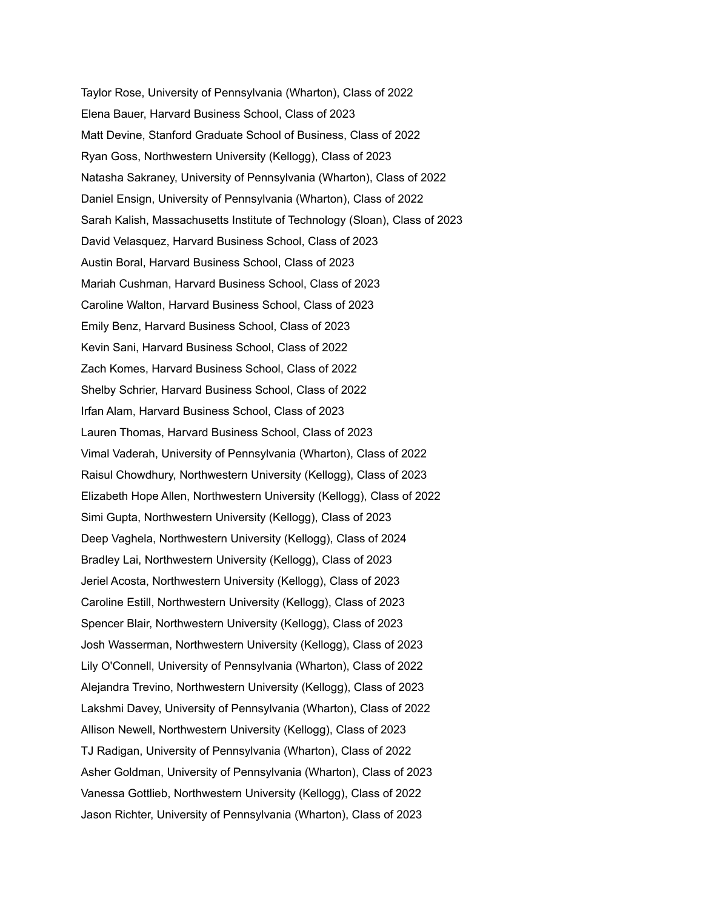Taylor Rose, University of Pennsylvania (Wharton), Class of 2022

Elena Bauer, Harvard Business School, Class of 2023

Matt Devine, Stanford Graduate School of Business, Class of 2022

Ryan Goss, Northwestern University (Kellogg), Class of 2023

Natasha Sakraney, University of Pennsylvania (Wharton), Class of 2022

Daniel Ensign, University of Pennsylvania (Wharton), Class of 2022

Sarah Kalish, Massachusetts Institute of Technology (Sloan), Class of 2023

David Velasquez, Harvard Business School, Class of 2023

Austin Boral, Harvard Business School, Class of 2023

Mariah Cushman, Harvard Business School, Class of 2023

Caroline Walton, Harvard Business School, Class of 2023

Emily Benz, Harvard Business School, Class of 2023

Kevin Sani, Harvard Business School, Class of 2022

Zach Komes, Harvard Business School, Class of 2022

Shelby Schrier, Harvard Business School, Class of 2022

Irfan Alam, Harvard Business School, Class of 2023

Lauren Thomas, Harvard Business School, Class of 2023

Vimal Vaderah, University of Pennsylvania (Wharton), Class of 2022

Raisul Chowdhury, Northwestern University (Kellogg), Class of 2023

Elizabeth Hope Allen, Northwestern University (Kellogg), Class of 2022

Simi Gupta, Northwestern University (Kellogg), Class of 2023

Deep Vaghela, Northwestern University (Kellogg), Class of 2024

Bradley Lai, Northwestern University (Kellogg), Class of 2023

Jeriel Acosta, Northwestern University (Kellogg), Class of 2023

Caroline Estill, Northwestern University (Kellogg), Class of 2023

Spencer Blair, Northwestern University (Kellogg), Class of 2023

Josh Wasserman, Northwestern University (Kellogg), Class of 2023

Lily O'Connell, University of Pennsylvania (Wharton), Class of 2022

Alejandra Trevino, Northwestern University (Kellogg), Class of 2023

Lakshmi Davey, University of Pennsylvania (Wharton), Class of 2022

Allison Newell, Northwestern University (Kellogg), Class of 2023

TJ Radigan, University of Pennsylvania (Wharton), Class of 2022

Asher Goldman, University of Pennsylvania (Wharton), Class of 2023

Vanessa Gottlieb, Northwestern University (Kellogg), Class of 2022

Jason Richter, University of Pennsylvania (Wharton), Class of 2023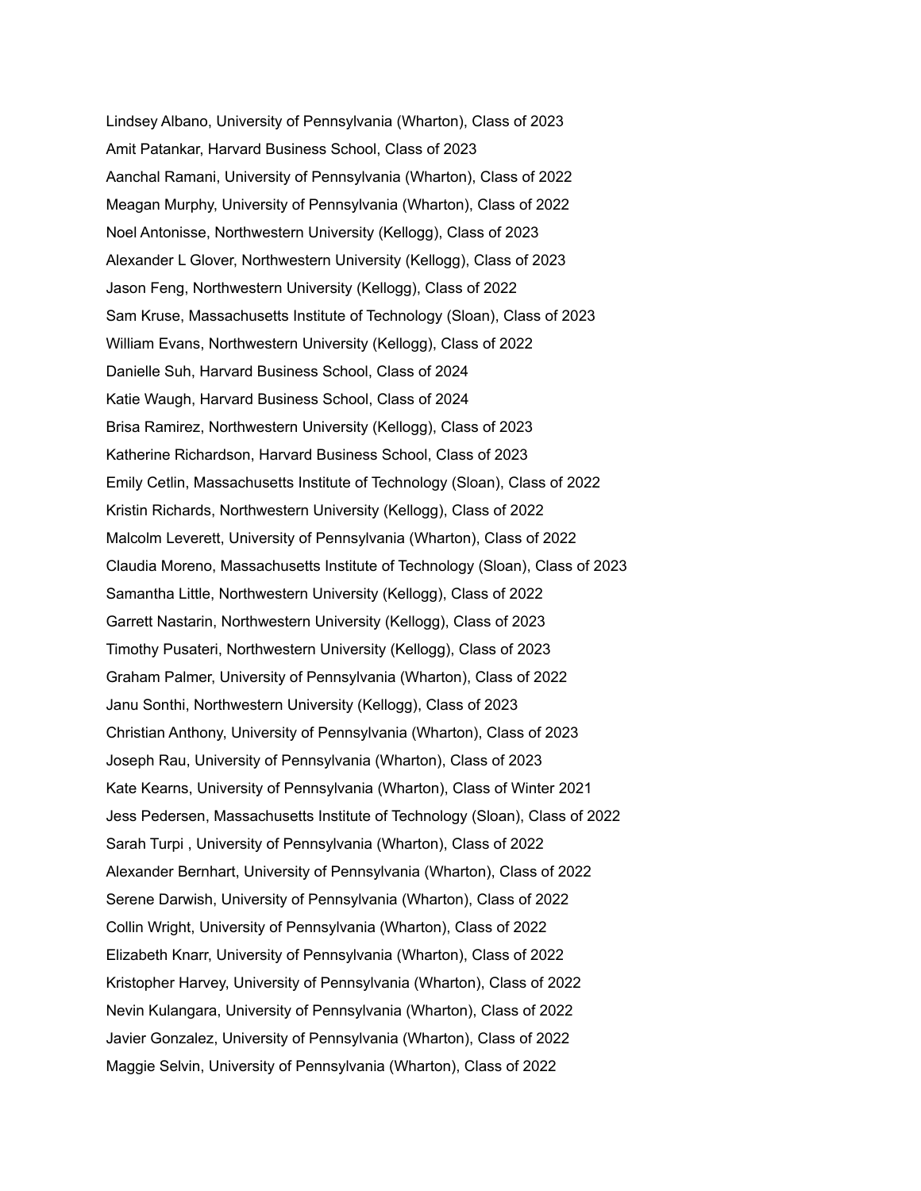Lindsey Albano, University of Pennsylvania (Wharton), Class of 2023

Amit Patankar, Harvard Business School, Class of 2023

Aanchal Ramani, University of Pennsylvania (Wharton), Class of 2022

Meagan Murphy, University of Pennsylvania (Wharton), Class of 2022

Noel Antonisse, Northwestern University (Kellogg), Class of 2023

Alexander L Glover, Northwestern University (Kellogg), Class of 2023

Jason Feng, Northwestern University (Kellogg), Class of 2022

Sam Kruse, Massachusetts Institute of Technology (Sloan), Class of 2023

William Evans, Northwestern University (Kellogg), Class of 2022

Danielle Suh, Harvard Business School, Class of 2024

Katie Waugh, Harvard Business School, Class of 2024

Brisa Ramirez, Northwestern University (Kellogg), Class of 2023

Katherine Richardson, Harvard Business School, Class of 2023

Emily Cetlin, Massachusetts Institute of Technology (Sloan), Class of 2022

Kristin Richards, Northwestern University (Kellogg), Class of 2022

Malcolm Leverett, University of Pennsylvania (Wharton), Class of 2022

Claudia Moreno, Massachusetts Institute of Technology (Sloan), Class of 2023

Samantha Little, Northwestern University (Kellogg), Class of 2022

Garrett Nastarin, Northwestern University (Kellogg), Class of 2023

Timothy Pusateri, Northwestern University (Kellogg), Class of 2023

Graham Palmer, University of Pennsylvania (Wharton), Class of 2022

Janu Sonthi, Northwestern University (Kellogg), Class of 2023

Christian Anthony, University of Pennsylvania (Wharton), Class of 2023

Joseph Rau, University of Pennsylvania (Wharton), Class of 2023

Kate Kearns, University of Pennsylvania (Wharton), Class of Winter 2021

Jess Pedersen, Massachusetts Institute of Technology (Sloan), Class of 2022

Sarah Turpi , University of Pennsylvania (Wharton), Class of 2022

Alexander Bernhart, University of Pennsylvania (Wharton), Class of 2022

Serene Darwish, University of Pennsylvania (Wharton), Class of 2022

Collin Wright, University of Pennsylvania (Wharton), Class of 2022

Elizabeth Knarr, University of Pennsylvania (Wharton), Class of 2022

Kristopher Harvey, University of Pennsylvania (Wharton), Class of 2022

Nevin Kulangara, University of Pennsylvania (Wharton), Class of 2022

Javier Gonzalez, University of Pennsylvania (Wharton), Class of 2022

Maggie Selvin, University of Pennsylvania (Wharton), Class of 2022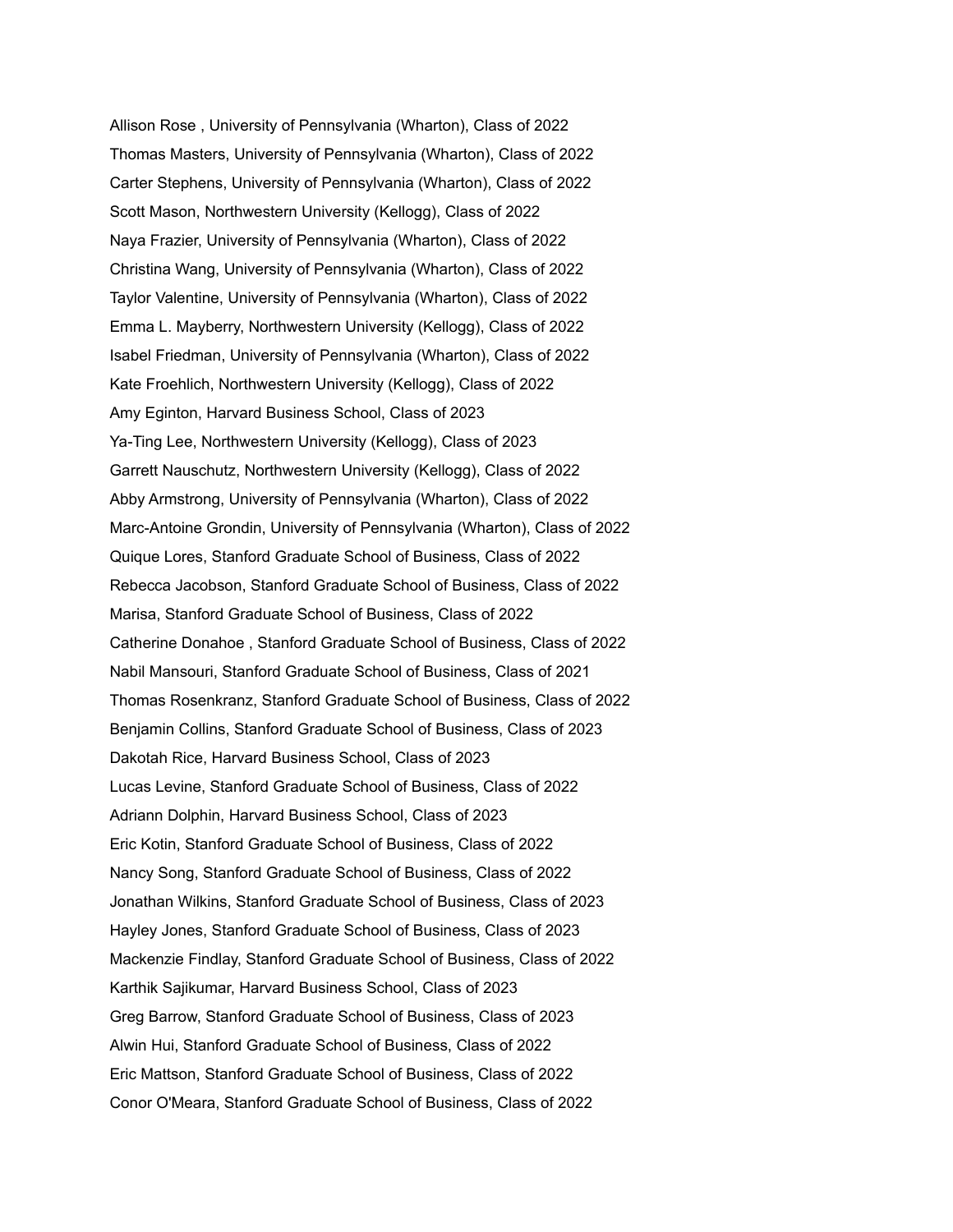Allison Rose , University of Pennsylvania (Wharton), Class of 2022
Thomas Masters, University of Pennsylvania (Wharton), Class of 2022
Carter Stephens, University of Pennsylvania (Wharton), Class of 2022
Scott Mason, Northwestern University (Kellogg), Class of 2022
Naya Frazier, University of Pennsylvania (Wharton), Class of 2022
Christina Wang, University of Pennsylvania (Wharton), Class of 2022
Taylor Valentine, University of Pennsylvania (Wharton), Class of 2022
Emma L. Mayberry, Northwestern University (Kellogg), Class of 2022
Isabel Friedman, University of Pennsylvania (Wharton), Class of 2022
Kate Froehlich, Northwestern University (Kellogg), Class of 2022
Amy Eginton, Harvard Business School, Class of 2023
Ya-Ting Lee, Northwestern University (Kellogg), Class of 2023
Garrett Nauschutz, Northwestern University (Kellogg), Class of 2022
Abby Armstrong, University of Pennsylvania (Wharton), Class of 2022
Marc-Antoine Grondin, University of Pennsylvania (Wharton), Class of 2022
Quique Lores, Stanford Graduate School of Business, Class of 2022
Rebecca Jacobson, Stanford Graduate School of Business, Class of 2022
Marisa, Stanford Graduate School of Business, Class of 2022
Catherine Donahoe , Stanford Graduate School of Business, Class of 2022
Nabil Mansouri, Stanford Graduate School of Business, Class of 2021
Thomas Rosenkranz, Stanford Graduate School of Business, Class of 2022
Benjamin Collins, Stanford Graduate School of Business, Class of 2023
Dakotah Rice, Harvard Business School, Class of 2023
Lucas Levine, Stanford Graduate School of Business, Class of 2022
Adriann Dolphin, Harvard Business School, Class of 2023
Eric Kotin, Stanford Graduate School of Business, Class of 2022
Nancy Song, Stanford Graduate School of Business, Class of 2022
Jonathan Wilkins, Stanford Graduate School of Business, Class of 2023
Hayley Jones, Stanford Graduate School of Business, Class of 2023
Mackenzie Findlay, Stanford Graduate School of Business, Class of 2022
Karthik Sajikumar, Harvard Business School, Class of 2023
Greg Barrow, Stanford Graduate School of Business, Class of 2023
Alwin Hui, Stanford Graduate School of Business, Class of 2022
Eric Mattson, Stanford Graduate School of Business, Class of 2022
Conor O'Meara, Stanford Graduate School of Business, Class of 2022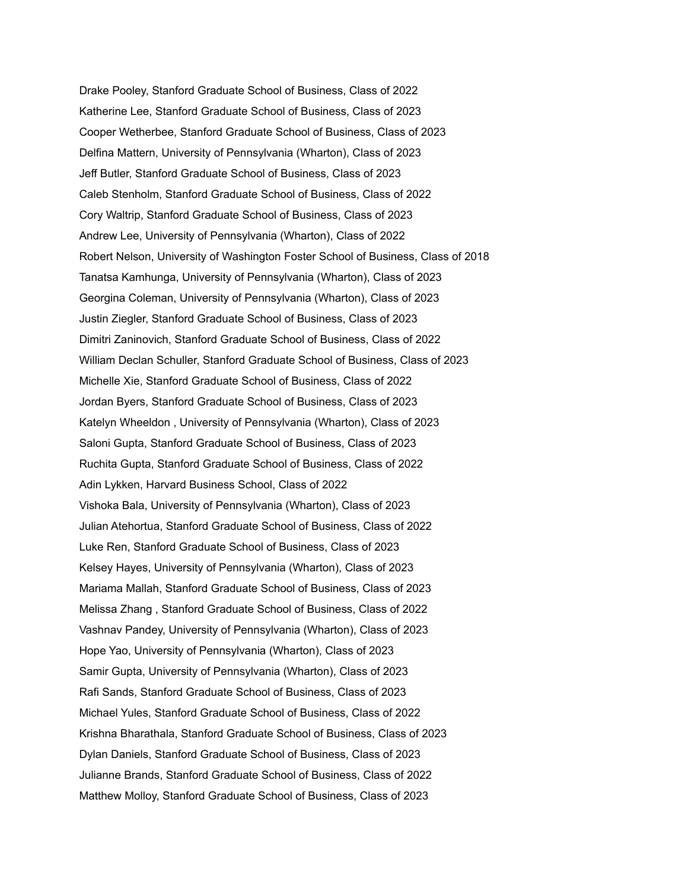Drake Pooley, Stanford Graduate School of Business, Class of 2022

Katherine Lee, Stanford Graduate School of Business, Class of 2023

Cooper Wetherbee, Stanford Graduate School of Business, Class of 2023

Delfina Mattern, University of Pennsylvania (Wharton), Class of 2023

Jeff Butler, Stanford Graduate School of Business, Class of 2023

Caleb Stenholm, Stanford Graduate School of Business, Class of 2022

Cory Waltrip, Stanford Graduate School of Business, Class of 2023

Andrew Lee, University of Pennsylvania (Wharton), Class of 2022

Robert Nelson, University of Washington Foster School of Business, Class of 2018

Tanatsa Kamhunga, University of Pennsylvania (Wharton), Class of 2023

Georgina Coleman, University of Pennsylvania (Wharton), Class of 2023

Justin Ziegler, Stanford Graduate School of Business, Class of 2023

Dimitri Zaninovich, Stanford Graduate School of Business, Class of 2022

William Declan Schuller, Stanford Graduate School of Business, Class of 2023

Michelle Xie, Stanford Graduate School of Business, Class of 2022

Jordan Byers, Stanford Graduate School of Business, Class of 2023

Katelyn Wheeldon , University of Pennsylvania (Wharton), Class of 2023

Saloni Gupta, Stanford Graduate School of Business, Class of 2023

Ruchita Gupta, Stanford Graduate School of Business, Class of 2022

Adin Lykken, Harvard Business School, Class of 2022

Vishoka Bala, University of Pennsylvania (Wharton), Class of 2023

Julian Atehortua, Stanford Graduate School of Business, Class of 2022

Luke Ren, Stanford Graduate School of Business, Class of 2023

Kelsey Hayes, University of Pennsylvania (Wharton), Class of 2023

Mariama Mallah, Stanford Graduate School of Business, Class of 2023

Melissa Zhang , Stanford Graduate School of Business, Class of 2022

Vashnav Pandey, University of Pennsylvania (Wharton), Class of 2023

Hope Yao, University of Pennsylvania (Wharton), Class of 2023

Samir Gupta, University of Pennsylvania (Wharton), Class of 2023

Rafi Sands, Stanford Graduate School of Business, Class of 2023

Michael Yules, Stanford Graduate School of Business, Class of 2022

Krishna Bharathala, Stanford Graduate School of Business, Class of 2023

Dylan Daniels, Stanford Graduate School of Business, Class of 2023

Julianne Brands, Stanford Graduate School of Business, Class of 2022

Matthew Molloy, Stanford Graduate School of Business, Class of 2023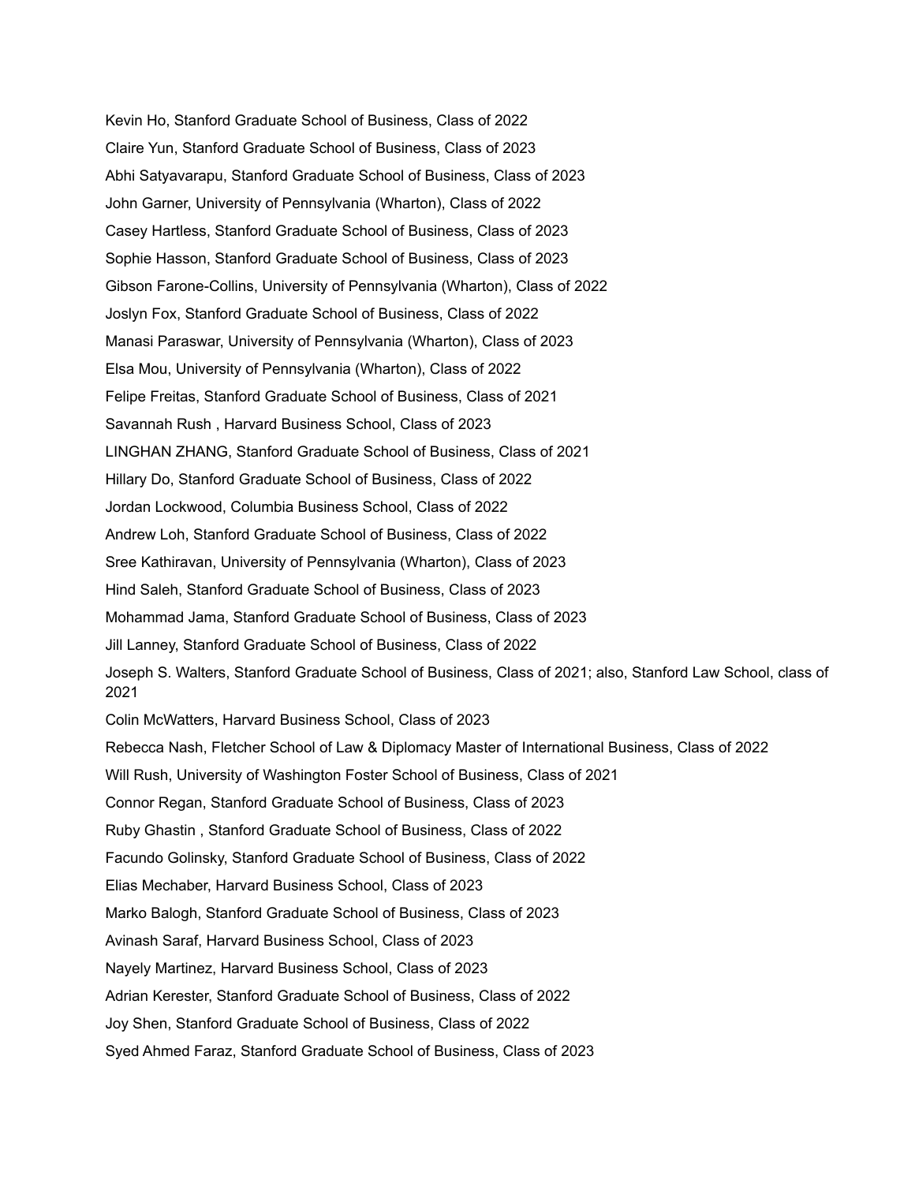Kevin Ho, Stanford Graduate School of Business, Class of 2022

Claire Yun, Stanford Graduate School of Business, Class of 2023

Abhi Satyavarapu, Stanford Graduate School of Business, Class of 2023

John Garner, University of Pennsylvania (Wharton), Class of 2022

Casey Hartless, Stanford Graduate School of Business, Class of 2023

Sophie Hasson, Stanford Graduate School of Business, Class of 2023

Gibson Farone-Collins, University of Pennsylvania (Wharton), Class of 2022

Joslyn Fox, Stanford Graduate School of Business, Class of 2022

Manasi Paraswar, University of Pennsylvania (Wharton), Class of 2023

Elsa Mou, University of Pennsylvania (Wharton), Class of 2022

Felipe Freitas, Stanford Graduate School of Business, Class of 2021

Savannah Rush , Harvard Business School, Class of 2023

LINGHAN ZHANG, Stanford Graduate School of Business, Class of 2021

Hillary Do, Stanford Graduate School of Business, Class of 2022

Jordan Lockwood, Columbia Business School, Class of 2022

Andrew Loh, Stanford Graduate School of Business, Class of 2022

Sree Kathiravan, University of Pennsylvania (Wharton), Class of 2023

Hind Saleh, Stanford Graduate School of Business, Class of 2023

Mohammad Jama, Stanford Graduate School of Business, Class of 2023

Jill Lanney, Stanford Graduate School of Business, Class of 2022

Joseph S. Walters, Stanford Graduate School of Business, Class of 2021; also, Stanford Law School, class of 2021

Colin McWatters, Harvard Business School, Class of 2023

Rebecca Nash, Fletcher School of Law & Diplomacy Master of International Business, Class of 2022

Will Rush, University of Washington Foster School of Business, Class of 2021

Connor Regan, Stanford Graduate School of Business, Class of 2023

Ruby Ghastin , Stanford Graduate School of Business, Class of 2022

Facundo Golinsky, Stanford Graduate School of Business, Class of 2022

Elias Mechaber, Harvard Business School, Class of 2023

Marko Balogh, Stanford Graduate School of Business, Class of 2023

Avinash Saraf, Harvard Business School, Class of 2023

Nayely Martinez, Harvard Business School, Class of 2023

Adrian Kerester, Stanford Graduate School of Business, Class of 2022

Joy Shen, Stanford Graduate School of Business, Class of 2022

Syed Ahmed Faraz, Stanford Graduate School of Business, Class of 2023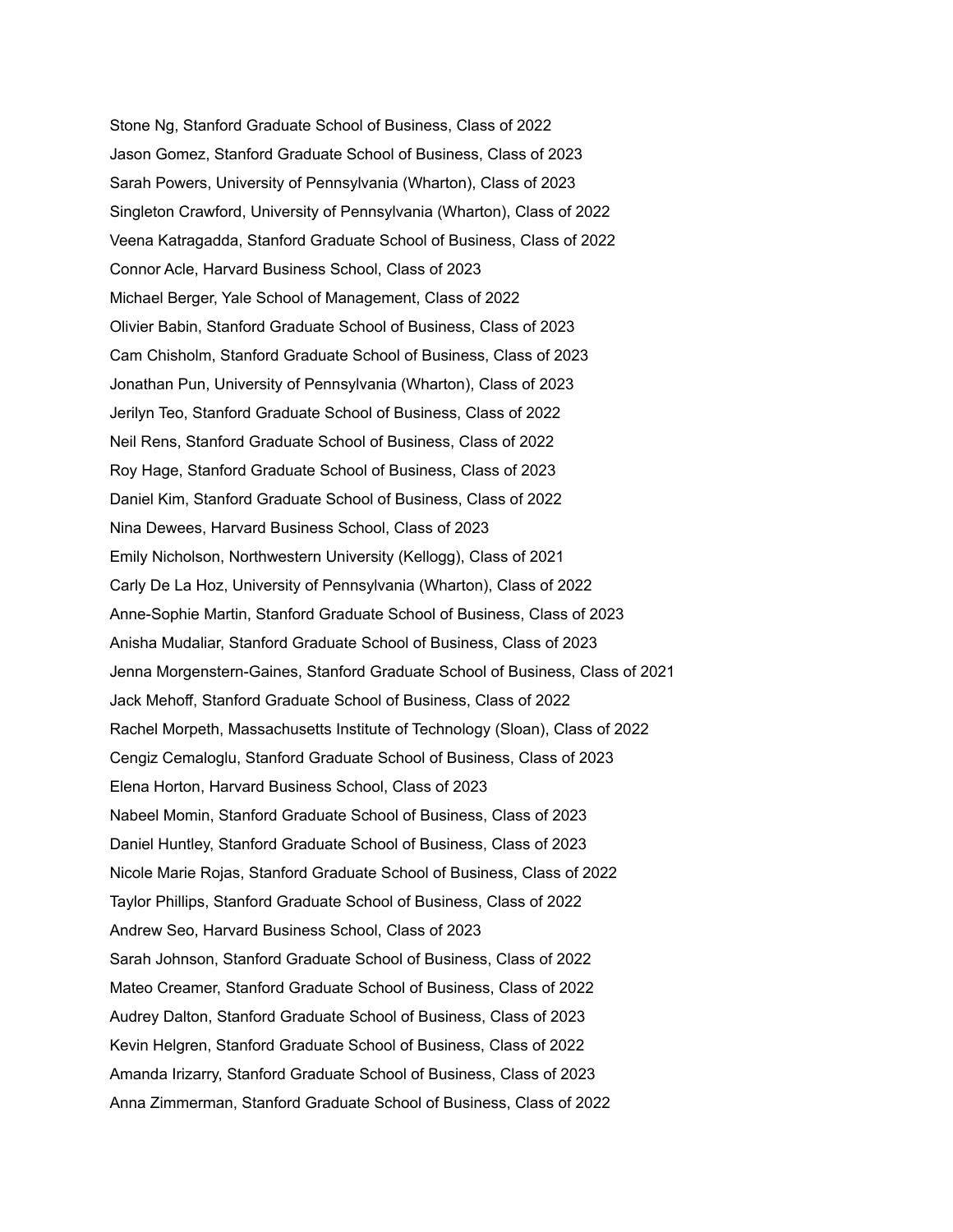Stone Ng, Stanford Graduate School of Business, Class of 2022

Jason Gomez, Stanford Graduate School of Business, Class of 2023

Sarah Powers, University of Pennsylvania (Wharton), Class of 2023

Singleton Crawford, University of Pennsylvania (Wharton), Class of 2022

Veena Katragadda, Stanford Graduate School of Business, Class of 2022

Connor Acle, Harvard Business School, Class of 2023

Michael Berger, Yale School of Management, Class of 2022

Olivier Babin, Stanford Graduate School of Business, Class of 2023

Cam Chisholm, Stanford Graduate School of Business, Class of 2023

Jonathan Pun, University of Pennsylvania (Wharton), Class of 2023

Jerilyn Teo, Stanford Graduate School of Business, Class of 2022

Neil Rens, Stanford Graduate School of Business, Class of 2022

Roy Hage, Stanford Graduate School of Business, Class of 2023

Daniel Kim, Stanford Graduate School of Business, Class of 2022

Nina Dewees, Harvard Business School, Class of 2023

Emily Nicholson, Northwestern University (Kellogg), Class of 2021

Carly De La Hoz, University of Pennsylvania (Wharton), Class of 2022

Anne-Sophie Martin, Stanford Graduate School of Business, Class of 2023

Anisha Mudaliar, Stanford Graduate School of Business, Class of 2023

Jenna Morgenstern-Gaines, Stanford Graduate School of Business, Class of 2021

Jack Mehoff, Stanford Graduate School of Business, Class of 2022

Rachel Morpeth, Massachusetts Institute of Technology (Sloan), Class of 2022

Cengiz Cemaloglu, Stanford Graduate School of Business, Class of 2023

Elena Horton, Harvard Business School, Class of 2023

Nabeel Momin, Stanford Graduate School of Business, Class of 2023

Daniel Huntley, Stanford Graduate School of Business, Class of 2023

Nicole Marie Rojas, Stanford Graduate School of Business, Class of 2022

Taylor Phillips, Stanford Graduate School of Business, Class of 2022

Andrew Seo, Harvard Business School, Class of 2023

Sarah Johnson, Stanford Graduate School of Business, Class of 2022

Mateo Creamer, Stanford Graduate School of Business, Class of 2022

Audrey Dalton, Stanford Graduate School of Business, Class of 2023

Kevin Helgren, Stanford Graduate School of Business, Class of 2022

Amanda Irizarry, Stanford Graduate School of Business, Class of 2023

Anna Zimmerman, Stanford Graduate School of Business, Class of 2022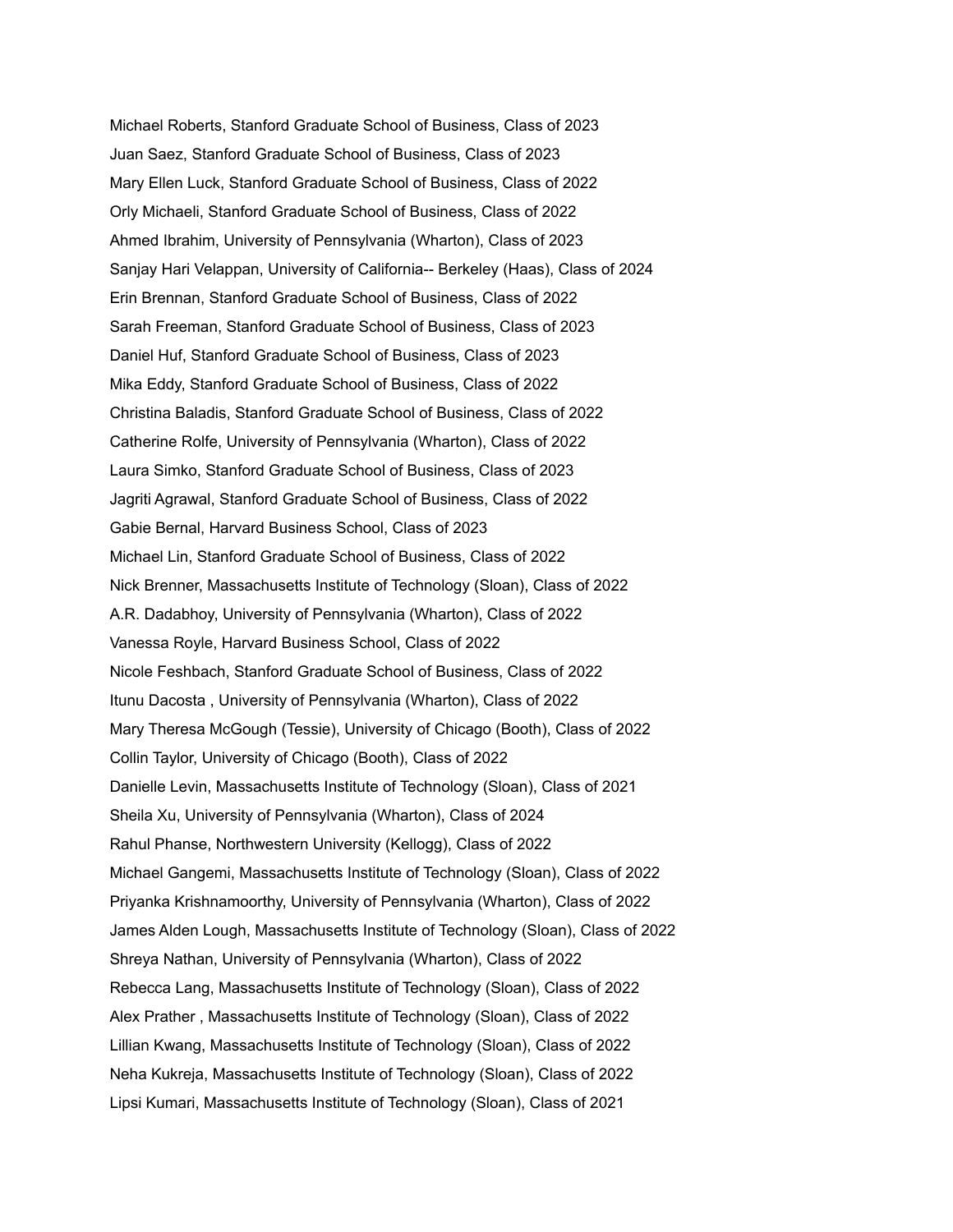Michael Roberts, Stanford Graduate School of Business, Class of 2023

Juan Saez, Stanford Graduate School of Business, Class of 2023

Mary Ellen Luck, Stanford Graduate School of Business, Class of 2022

Orly Michaeli, Stanford Graduate School of Business, Class of 2022

Ahmed Ibrahim, University of Pennsylvania (Wharton), Class of 2023

Sanjay Hari Velappan, University of California-- Berkeley (Haas), Class of 2024

Erin Brennan, Stanford Graduate School of Business, Class of 2022

Sarah Freeman, Stanford Graduate School of Business, Class of 2023

Daniel Huf, Stanford Graduate School of Business, Class of 2023

Mika Eddy, Stanford Graduate School of Business, Class of 2022

Christina Baladis, Stanford Graduate School of Business, Class of 2022

Catherine Rolfe, University of Pennsylvania (Wharton), Class of 2022

Laura Simko, Stanford Graduate School of Business, Class of 2023

Jagriti Agrawal, Stanford Graduate School of Business, Class of 2022

Gabie Bernal, Harvard Business School, Class of 2023

Michael Lin, Stanford Graduate School of Business, Class of 2022

Nick Brenner, Massachusetts Institute of Technology (Sloan), Class of 2022

A.R. Dadabhoy, University of Pennsylvania (Wharton), Class of 2022

Vanessa Royle, Harvard Business School, Class of 2022

Nicole Feshbach, Stanford Graduate School of Business, Class of 2022

Itunu Dacosta , University of Pennsylvania (Wharton), Class of 2022

Mary Theresa McGough (Tessie), University of Chicago (Booth), Class of 2022

Collin Taylor, University of Chicago (Booth), Class of 2022

Danielle Levin, Massachusetts Institute of Technology (Sloan), Class of 2021

Sheila Xu, University of Pennsylvania (Wharton), Class of 2024

Rahul Phanse, Northwestern University (Kellogg), Class of 2022

Michael Gangemi, Massachusetts Institute of Technology (Sloan), Class of 2022

Priyanka Krishnamoorthy, University of Pennsylvania (Wharton), Class of 2022

James Alden Lough, Massachusetts Institute of Technology (Sloan), Class of 2022

Shreya Nathan, University of Pennsylvania (Wharton), Class of 2022

Rebecca Lang, Massachusetts Institute of Technology (Sloan), Class of 2022

Alex Prather , Massachusetts Institute of Technology (Sloan), Class of 2022

Lillian Kwang, Massachusetts Institute of Technology (Sloan), Class of 2022

Neha Kukreja, Massachusetts Institute of Technology (Sloan), Class of 2022

Lipsi Kumari, Massachusetts Institute of Technology (Sloan), Class of 2021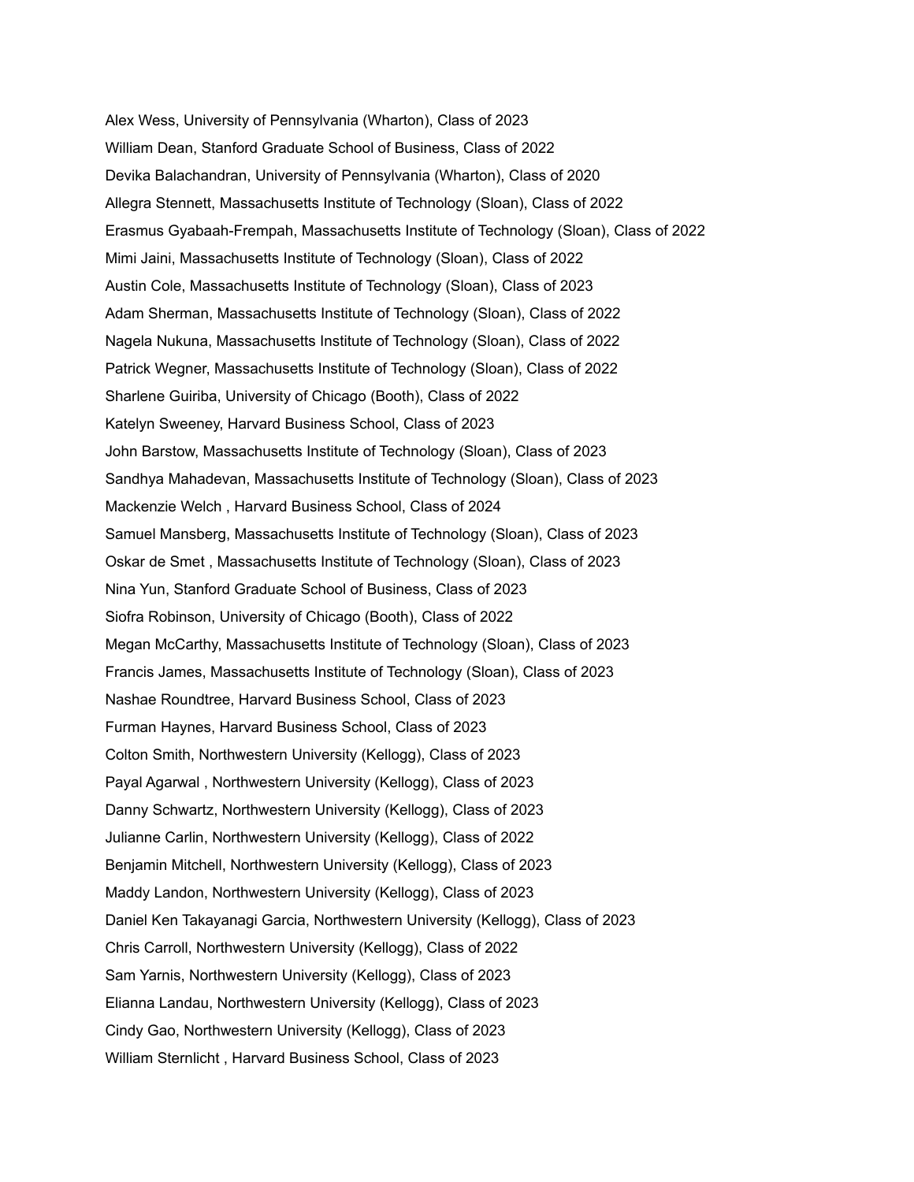Alex Wess, University of Pennsylvania (Wharton), Class of 2023

William Dean, Stanford Graduate School of Business, Class of 2022

Devika Balachandran, University of Pennsylvania (Wharton), Class of 2020

Allegra Stennett, Massachusetts Institute of Technology (Sloan), Class of 2022

Erasmus Gyabaah-Frempah, Massachusetts Institute of Technology (Sloan), Class of 2022

Mimi Jaini, Massachusetts Institute of Technology (Sloan), Class of 2022

Austin Cole, Massachusetts Institute of Technology (Sloan), Class of 2023

Adam Sherman, Massachusetts Institute of Technology (Sloan), Class of 2022

Nagela Nukuna, Massachusetts Institute of Technology (Sloan), Class of 2022

Patrick Wegner, Massachusetts Institute of Technology (Sloan), Class of 2022

Sharlene Guiriba, University of Chicago (Booth), Class of 2022

Katelyn Sweeney, Harvard Business School, Class of 2023

John Barstow, Massachusetts Institute of Technology (Sloan), Class of 2023

Sandhya Mahadevan, Massachusetts Institute of Technology (Sloan), Class of 2023

Mackenzie Welch , Harvard Business School, Class of 2024

Samuel Mansberg, Massachusetts Institute of Technology (Sloan), Class of 2023

Oskar de Smet , Massachusetts Institute of Technology (Sloan), Class of 2023

Nina Yun, Stanford Graduate School of Business, Class of 2023

Siofra Robinson, University of Chicago (Booth), Class of 2022

Megan McCarthy, Massachusetts Institute of Technology (Sloan), Class of 2023

Francis James, Massachusetts Institute of Technology (Sloan), Class of 2023

Nashae Roundtree, Harvard Business School, Class of 2023

Furman Haynes, Harvard Business School, Class of 2023

Colton Smith, Northwestern University (Kellogg), Class of 2023

Payal Agarwal , Northwestern University (Kellogg), Class of 2023

Danny Schwartz, Northwestern University (Kellogg), Class of 2023

Julianne Carlin, Northwestern University (Kellogg), Class of 2022

Benjamin Mitchell, Northwestern University (Kellogg), Class of 2023

Maddy Landon, Northwestern University (Kellogg), Class of 2023

Daniel Ken Takayanagi Garcia, Northwestern University (Kellogg), Class of 2023

Chris Carroll, Northwestern University (Kellogg), Class of 2022

Sam Yarnis, Northwestern University (Kellogg), Class of 2023

Elianna Landau, Northwestern University (Kellogg), Class of 2023

Cindy Gao, Northwestern University (Kellogg), Class of 2023

William Sternlicht , Harvard Business School, Class of 2023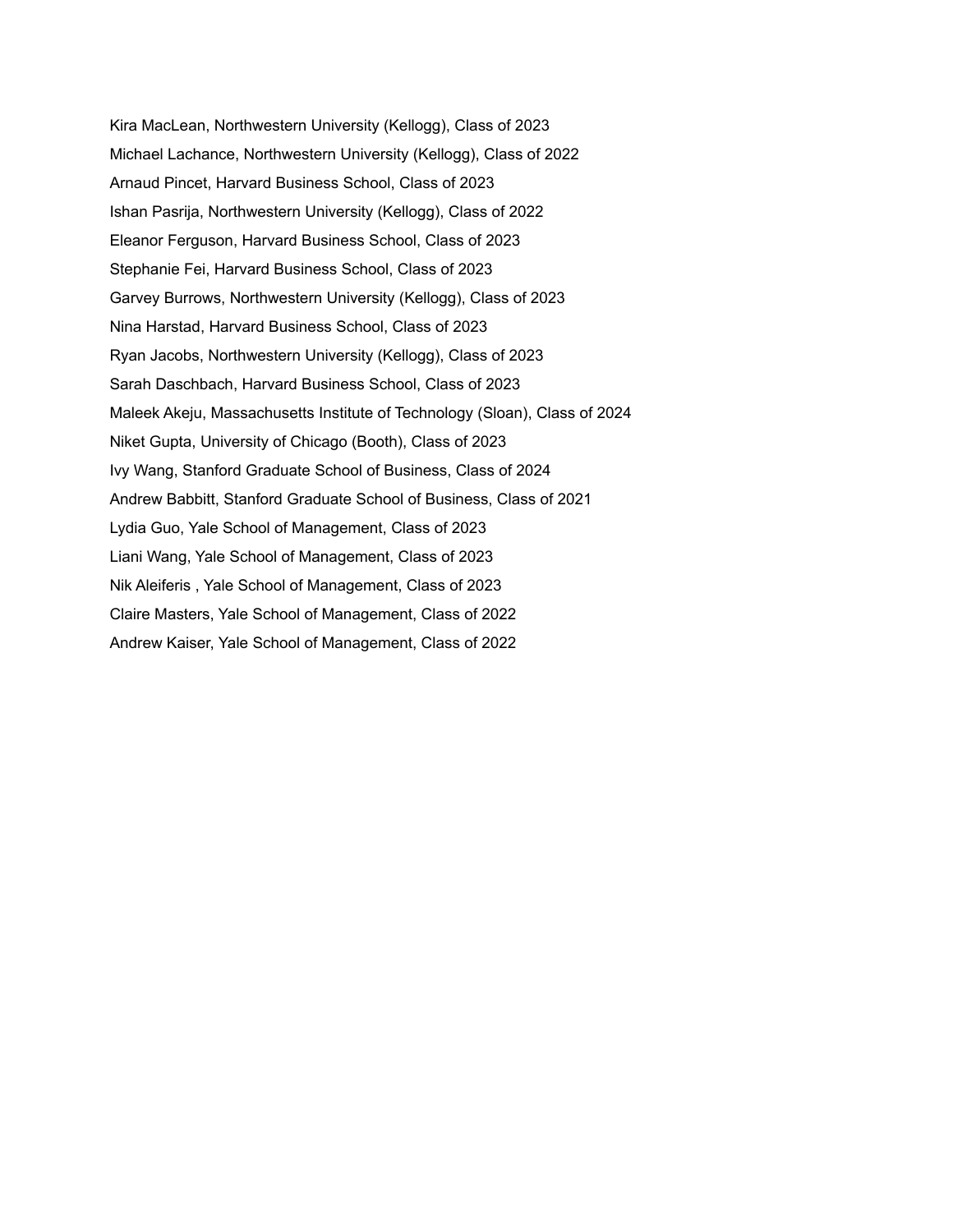Kira MacLean, Northwestern University (Kellogg), Class of 2023

Michael Lachance, Northwestern University (Kellogg), Class of 2022

Arnaud Pincet, Harvard Business School, Class of 2023

Ishan Pasrija, Northwestern University (Kellogg), Class of 2022

Eleanor Ferguson, Harvard Business School, Class of 2023

Stephanie Fei, Harvard Business School, Class of 2023

Garvey Burrows, Northwestern University (Kellogg), Class of 2023

Nina Harstad, Harvard Business School, Class of 2023

Ryan Jacobs, Northwestern University (Kellogg), Class of 2023

Sarah Daschbach, Harvard Business School, Class of 2023

Maleek Akeju, Massachusetts Institute of Technology (Sloan), Class of 2024

Niket Gupta, University of Chicago (Booth), Class of 2023

Ivy Wang, Stanford Graduate School of Business, Class of 2024

Andrew Babbitt, Stanford Graduate School of Business, Class of 2021

Lydia Guo, Yale School of Management, Class of 2023

Liani Wang, Yale School of Management, Class of 2023

Nik Aleiferis , Yale School of Management, Class of 2023

Claire Masters, Yale School of Management, Class of 2022

Andrew Kaiser, Yale School of Management, Class of 2022